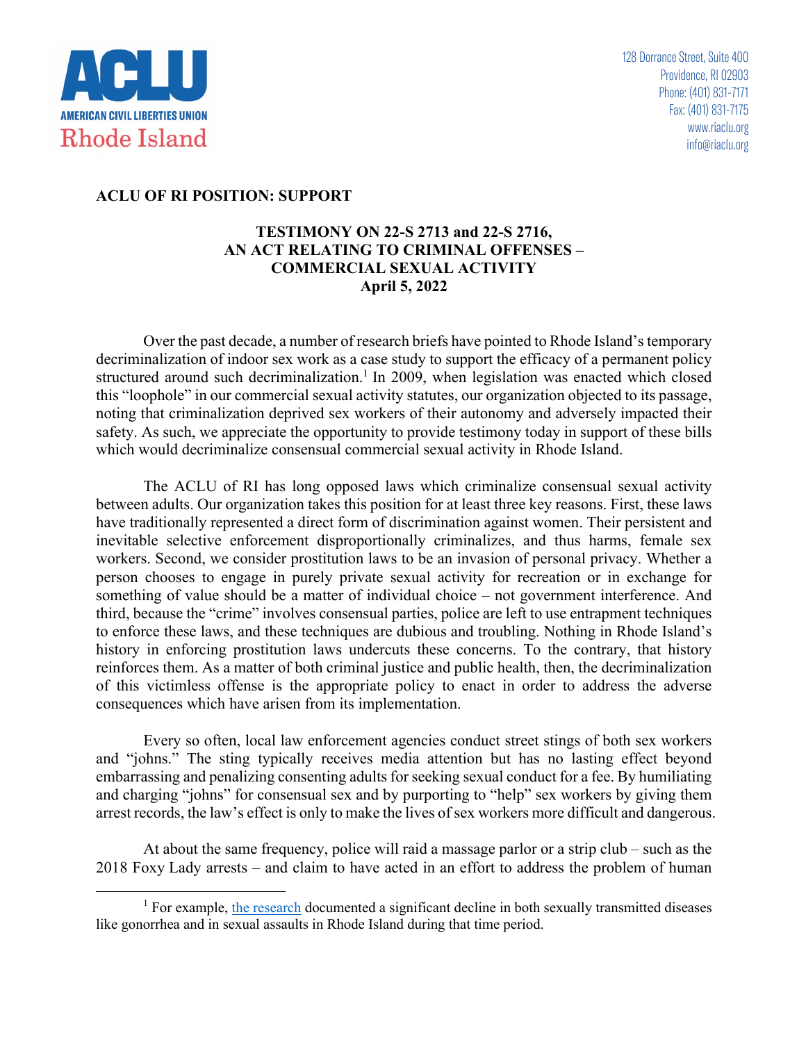ACLU

AMERICAN CIVIL LIBERTIES UNION

Rhode Island

128 Dorrance Street, Suite 400
Providence, RI 02903
Phone: (401) 831-7171
Fax: (401) 831-7175
www.riaclu.org
info@riaclu.org

**ACLU OF RI POSITION: SUPPORT**

**TESTIMONY ON 22-S 2713 and 22-S 2716,
AN ACT RELATING TO CRIMINAL OFFENSES – COMMERCIAL SEXUAL ACTIVITY
April 5, 2022**

Over the past decade, a number of research briefs have pointed to Rhode Island's temporary decriminalization of indoor sex work as a case study to support the efficacy of a permanent policy structured around such decriminalization.[1] In 2009, when legislation was enacted which closed this "loophole" in our commercial sexual activity statutes, our organization objected to its passage, noting that criminalization deprived sex workers of their autonomy and adversely impacted their safety. As such, we appreciate the opportunity to provide testimony today in support of these bills which would decriminalize consensual commercial sexual activity in Rhode Island.

The ACLU of RI has long opposed laws which criminalize consensual sexual activity between adults. Our organization takes this position for at least three key reasons. First, these laws have traditionally represented a direct form of discrimination against women. Their persistent and inevitable selective enforcement disproportionally criminalizes, and thus harms, female sex workers. Second, we consider prostitution laws to be an invasion of personal privacy. Whether a person chooses to engage in purely private sexual activity for recreation or in exchange for something of value should be a matter of individual choice – not government interference. And third, because the "crime" involves consensual parties, police are left to use entrapment techniques to enforce these laws, and these techniques are dubious and troubling. Nothing in Rhode Island's history in enforcing prostitution laws undercuts these concerns. To the contrary, that history reinforces them. As a matter of both criminal justice and public health, then, the decriminalization of this victimless offense is the appropriate policy to enact in order to address the adverse consequences which have arisen from its implementation.

Every so often, local law enforcement agencies conduct street stings of both sex workers and "johns." The sting typically receives media attention but has no lasting effect beyond embarrassing and penalizing consenting adults for seeking sexual conduct for a fee. By humiliating and charging "johns" for consensual sex and by purporting to "help" sex workers by giving them arrest records, the law's effect is only to make the lives of sex workers more difficult and dangerous.

At about the same frequency, police will raid a massage parlor or a strip club – such as the 2018 Foxy Lady arrests – and claim to have acted in an effort to address the problem of human

[1] For example, the research documented a significant decline in both sexually transmitted diseases like gonorrhea and in sexual assaults in Rhode Island during that time period.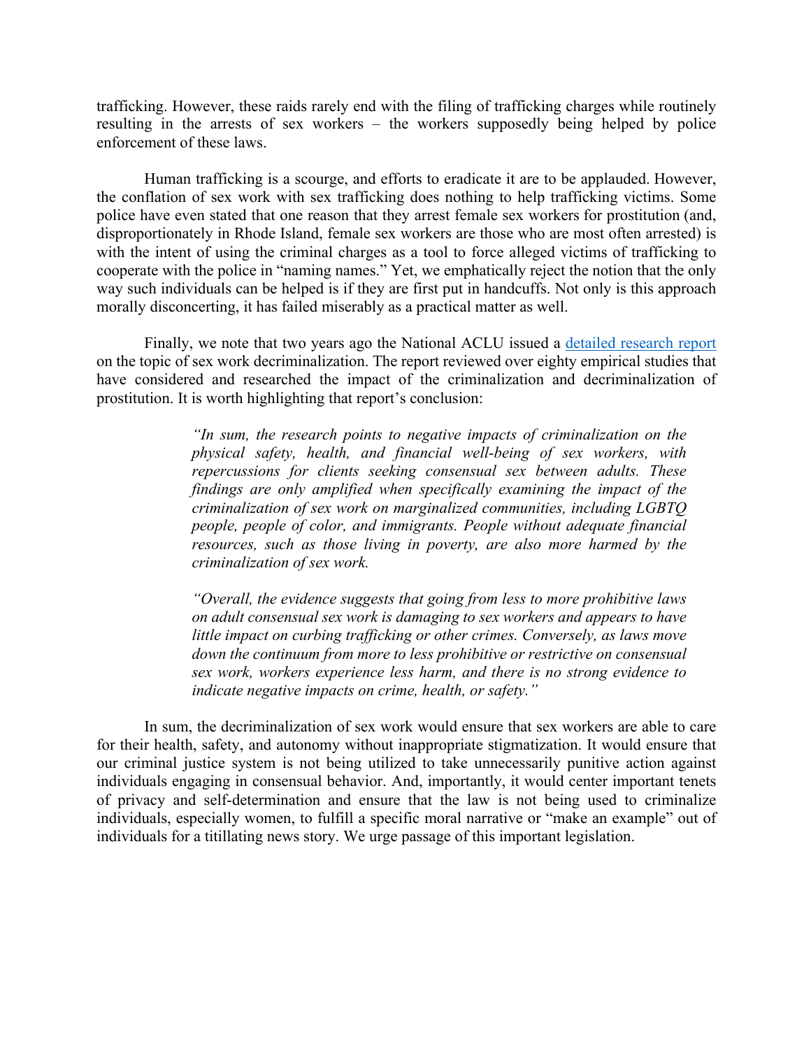trafficking. However, these raids rarely end with the filing of trafficking charges while routinely resulting in the arrests of sex workers – the workers supposedly being helped by police enforcement of these laws.

Human trafficking is a scourge, and efforts to eradicate it are to be applauded. However, the conflation of sex work with sex trafficking does nothing to help trafficking victims. Some police have even stated that one reason that they arrest female sex workers for prostitution (and, disproportionately in Rhode Island, female sex workers are those who are most often arrested) is with the intent of using the criminal charges as a tool to force alleged victims of trafficking to cooperate with the police in "naming names." Yet, we emphatically reject the notion that the only way such individuals can be helped is if they are first put in handcuffs. Not only is this approach morally disconcerting, it has failed miserably as a practical matter as well.

Finally, we note that two years ago the National ACLU issued a detailed research report on the topic of sex work decriminalization. The report reviewed over eighty empirical studies that have considered and researched the impact of the criminalization and decriminalization of prostitution. It is worth highlighting that report's conclusion:

> *"In sum, the research points to negative impacts of criminalization on the physical safety, health, and financial well-being of sex workers, with repercussions for clients seeking consensual sex between adults. These findings are only amplified when specifically examining the impact of the criminalization of sex work on marginalized communities, including LGBTQ people, people of color, and immigrants. People without adequate financial resources, such as those living in poverty, are also more harmed by the criminalization of sex work.*
>
> *"Overall, the evidence suggests that going from less to more prohibitive laws on adult consensual sex work is damaging to sex workers and appears to have little impact on curbing trafficking or other crimes. Conversely, as laws move down the continuum from more to less prohibitive or restrictive on consensual sex work, workers experience less harm, and there is no strong evidence to indicate negative impacts on crime, health, or safety."*

In sum, the decriminalization of sex work would ensure that sex workers are able to care for their health, safety, and autonomy without inappropriate stigmatization. It would ensure that our criminal justice system is not being utilized to take unnecessarily punitive action against individuals engaging in consensual behavior. And, importantly, it would center important tenets of privacy and self-determination and ensure that the law is not being used to criminalize individuals, especially women, to fulfill a specific moral narrative or "make an example" out of individuals for a titillating news story. We urge passage of this important legislation.